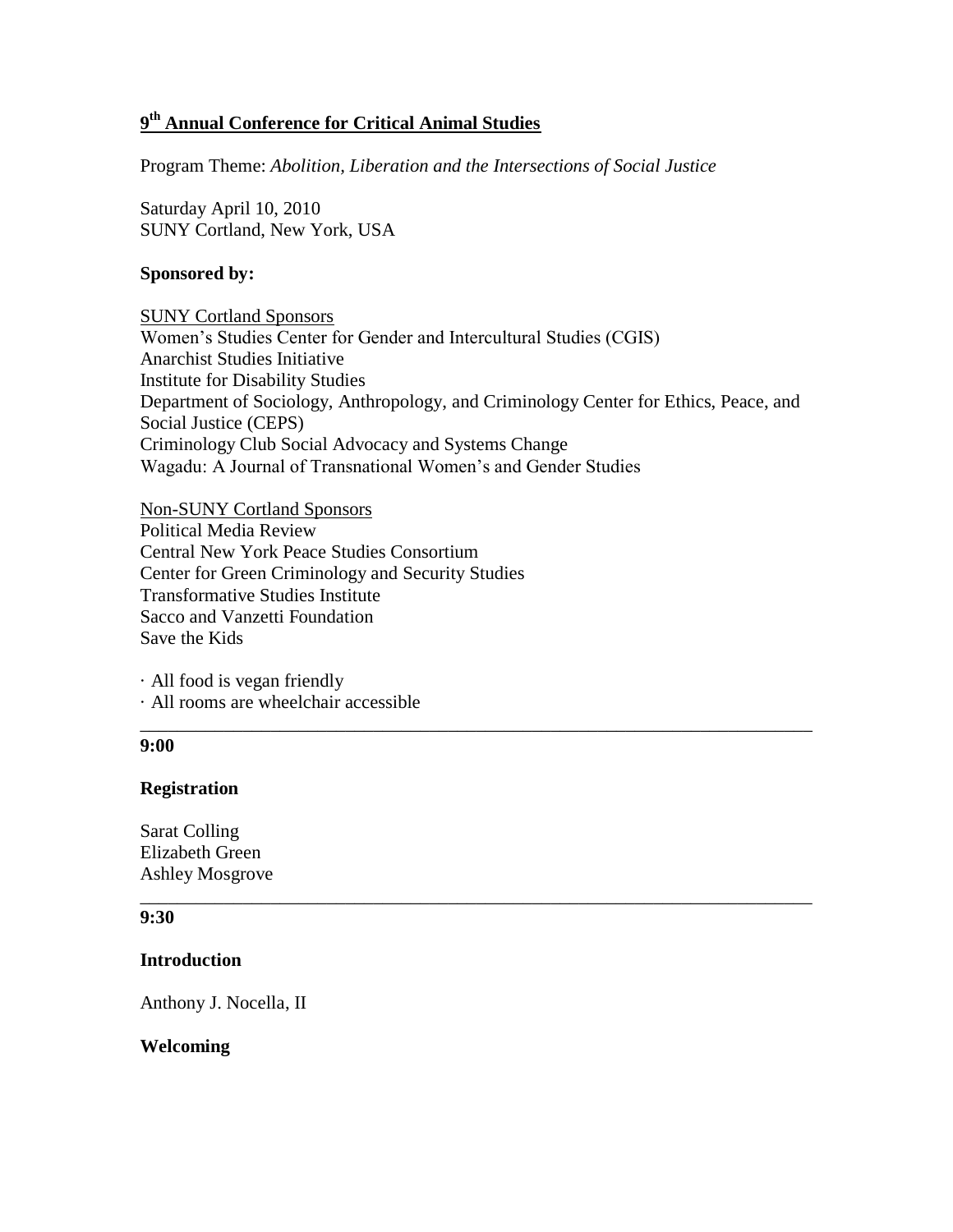# 9th Annual Conference for Critical Animal Studies

Program Theme: *Abolition, Liberation and the Intersections of Social Justice*

Saturday April 10, 2010
SUNY Cortland, New York, USA

**Sponsored by:**

SUNY Cortland Sponsors
Women's Studies Center for Gender and Intercultural Studies (CGIS)
Anarchist Studies Initiative
Institute for Disability Studies
Department of Sociology, Anthropology, and Criminology Center for Ethics, Peace, and Social Justice (CEPS)
Criminology Club Social Advocacy and Systems Change
Wagadu: A Journal of Transnational Women's and Gender Studies

Non-SUNY Cortland Sponsors
Political Media Review
Central New York Peace Studies Consortium
Center for Green Criminology and Security Studies
Transformative Studies Institute
Sacco and Vanzetti Foundation
Save the Kids

- All food is vegan friendly
- All rooms are wheelchair accessible

---

**9:00**

**Registration**

Sarat Colling
Elizabeth Green
Ashley Mosgrove

---

**9:30**

**Introduction**

Anthony J. Nocella, II

**Welcoming**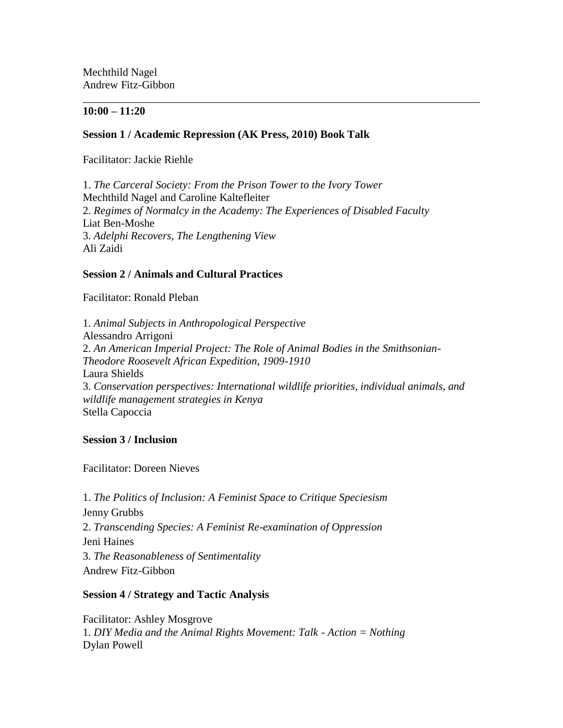Mechthild Nagel
Andrew Fitz-Gibbon

---

**10:00 – 11:20**

**Session 1 / Academic Repression (AK Press, 2010) Book Talk**

Facilitator: Jackie Riehle

1. *The Carceral Society: From the Prison Tower to the Ivory Tower*
Mechthild Nagel and Caroline Kaltefleiter
2. *Regimes of Normalcy in the Academy: The Experiences of Disabled Faculty*
Liat Ben-Moshe
3. *Adelphi Recovers, The Lengthening View*
Ali Zaidi

**Session 2 / Animals and Cultural Practices**

Facilitator: Ronald Pleban

1. *Animal Subjects in Anthropological Perspective*
Alessandro Arrigoni
2. *An American Imperial Project: The Role of Animal Bodies in the Smithsonian-Theodore Roosevelt African Expedition, 1909-1910*
Laura Shields
3. *Conservation perspectives: International wildlife priorities, individual animals, and wildlife management strategies in Kenya*
Stella Capoccia

**Session 3 / Inclusion**

Facilitator: Doreen Nieves

1. *The Politics of Inclusion: A Feminist Space to Critique Speciesism*
Jenny Grubbs
2. *Transcending Species: A Feminist Re-examination of Oppression*
Jeni Haines
3. *The Reasonableness of Sentimentality*
Andrew Fitz-Gibbon

**Session 4 / Strategy and Tactic Analysis**

Facilitator: Ashley Mosgrove
1. *DIY Media and the Animal Rights Movement: Talk - Action = Nothing*
Dylan Powell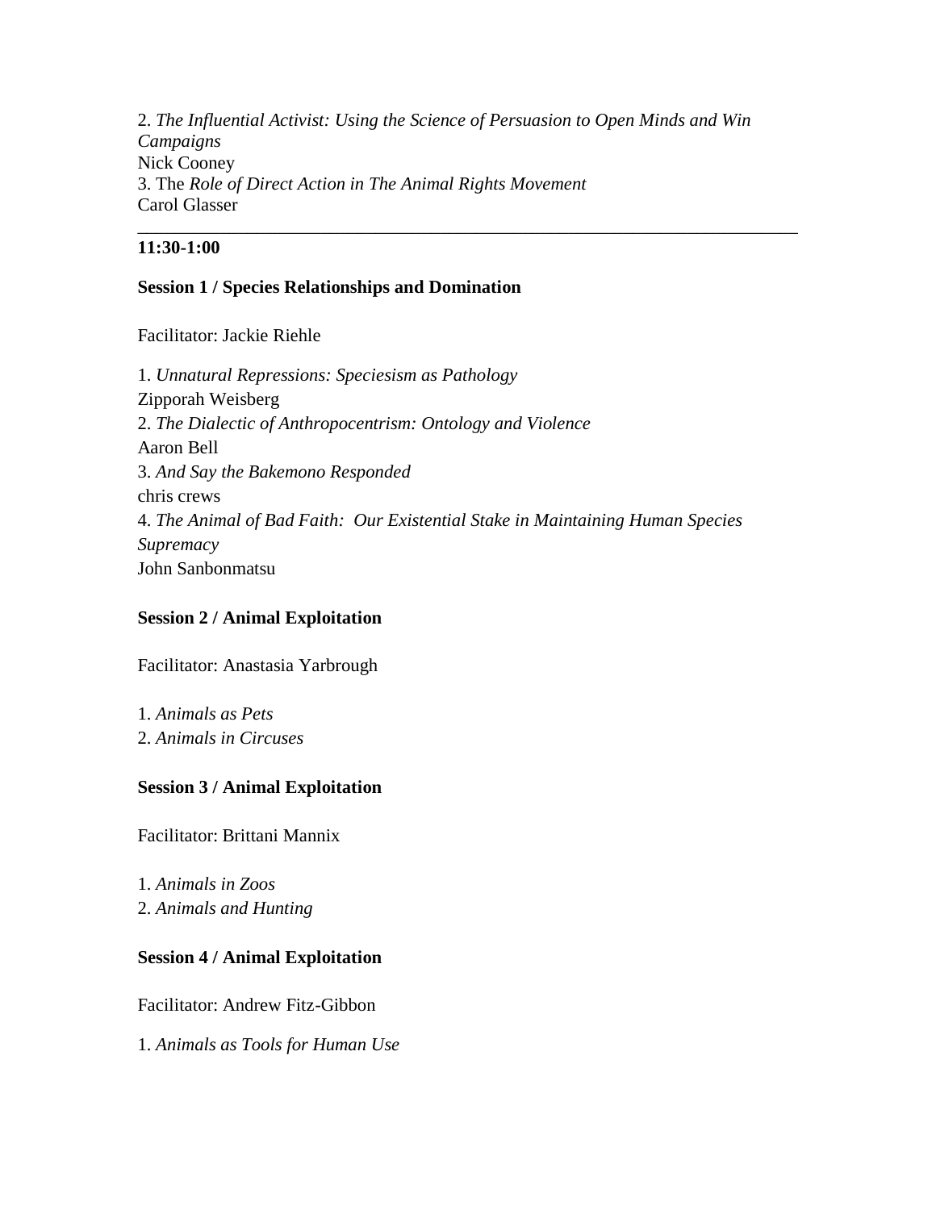2. *The Influential Activist: Using the Science of Persuasion to Open Minds and Win Campaigns*
Nick Cooney
3. The *Role of Direct Action in The Animal Rights Movement*
Carol Glasser

---

**11:30-1:00**

**Session 1 / Species Relationships and Domination**

Facilitator: Jackie Riehle

1. *Unnatural Repressions: Speciesism as Pathology*
Zipporah Weisberg
2. *The Dialectic of Anthropocentrism: Ontology and Violence*
Aaron Bell
3. *And Say the Bakemono Responded*
chris crews
4. *The Animal of Bad Faith: Our Existential Stake in Maintaining Human Species Supremacy*
John Sanbonmatsu

**Session 2 / Animal Exploitation**

Facilitator: Anastasia Yarbrough

1. *Animals as Pets*
2. *Animals in Circuses*

**Session 3 / Animal Exploitation**

Facilitator: Brittani Mannix

1. *Animals in Zoos*
2. *Animals and Hunting*

**Session 4 / Animal Exploitation**

Facilitator: Andrew Fitz-Gibbon

1. *Animals as Tools for Human Use*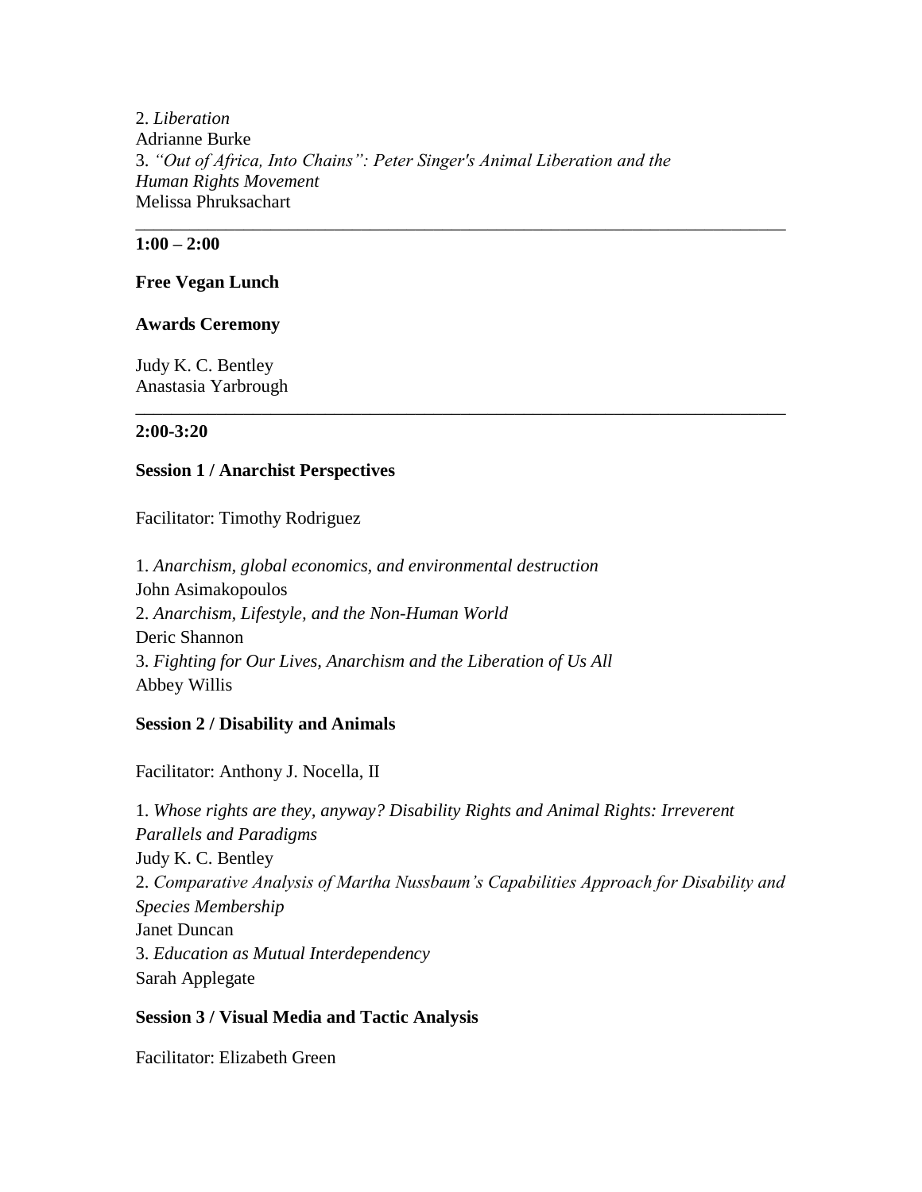2. *Liberation*
Adrianne Burke
3. *"Out of Africa, Into Chains": Peter Singer's Animal Liberation and the Human Rights Movement*
Melissa Phruksachart

---

**1:00 – 2:00**

**Free Vegan Lunch**

**Awards Ceremony**

Judy K. C. Bentley
Anastasia Yarbrough

---

**2:00-3:20**

**Session 1 / Anarchist Perspectives**

Facilitator: Timothy Rodriguez

1. *Anarchism, global economics, and environmental destruction*
John Asimakopoulos
2. *Anarchism, Lifestyle, and the Non-Human World*
Deric Shannon
3. *Fighting for Our Lives, Anarchism and the Liberation of Us All*
Abbey Willis

**Session 2 / Disability and Animals**

Facilitator: Anthony J. Nocella, II

1. *Whose rights are they, anyway? Disability Rights and Animal Rights: Irreverent Parallels and Paradigms*
Judy K. C. Bentley
2. *Comparative Analysis of Martha Nussbaum's Capabilities Approach for Disability and Species Membership*
Janet Duncan
3. *Education as Mutual Interdependency*
Sarah Applegate

**Session 3 / Visual Media and Tactic Analysis**

Facilitator: Elizabeth Green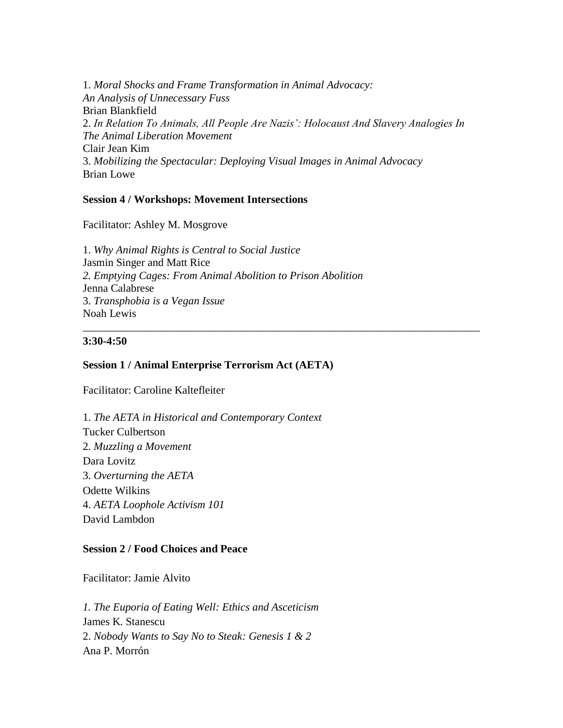1. *Moral Shocks and Frame Transformation in Animal Advocacy: An Analysis of Unnecessary Fuss*
Brian Blankfield
2. *In Relation To Animals, All People Are Nazis': Holocaust And Slavery Analogies In The Animal Liberation Movement*
Clair Jean Kim
3. *Mobilizing the Spectacular: Deploying Visual Images in Animal Advocacy*
Brian Lowe

**Session 4 / Workshops: Movement Intersections**

Facilitator: Ashley M. Mosgrove

1. *Why Animal Rights is Central to Social Justice*
Jasmin Singer and Matt Rice
*2. Emptying Cages: From Animal Abolition to Prison Abolition*
Jenna Calabrese
3. *Transphobia is a Vegan Issue*
Noah Lewis

---

**3:30-4:50**

**Session 1 / Animal Enterprise Terrorism Act (AETA)**

Facilitator: Caroline Kaltefleiter

1. *The AETA in Historical and Contemporary Context*
Tucker Culbertson
2. *Muzzling a Movement*
Dara Lovitz
3. *Overturning the AETA*
Odette Wilkins
4. *AETA Loophole Activism 101*
David Lambdon

**Session 2 / Food Choices and Peace**

Facilitator: Jamie Alvito

*1. The Euporia of Eating Well: Ethics and Asceticism*
James K. Stanescu
2. *Nobody Wants to Say No to Steak: Genesis 1 & 2*
Ana P. Morrón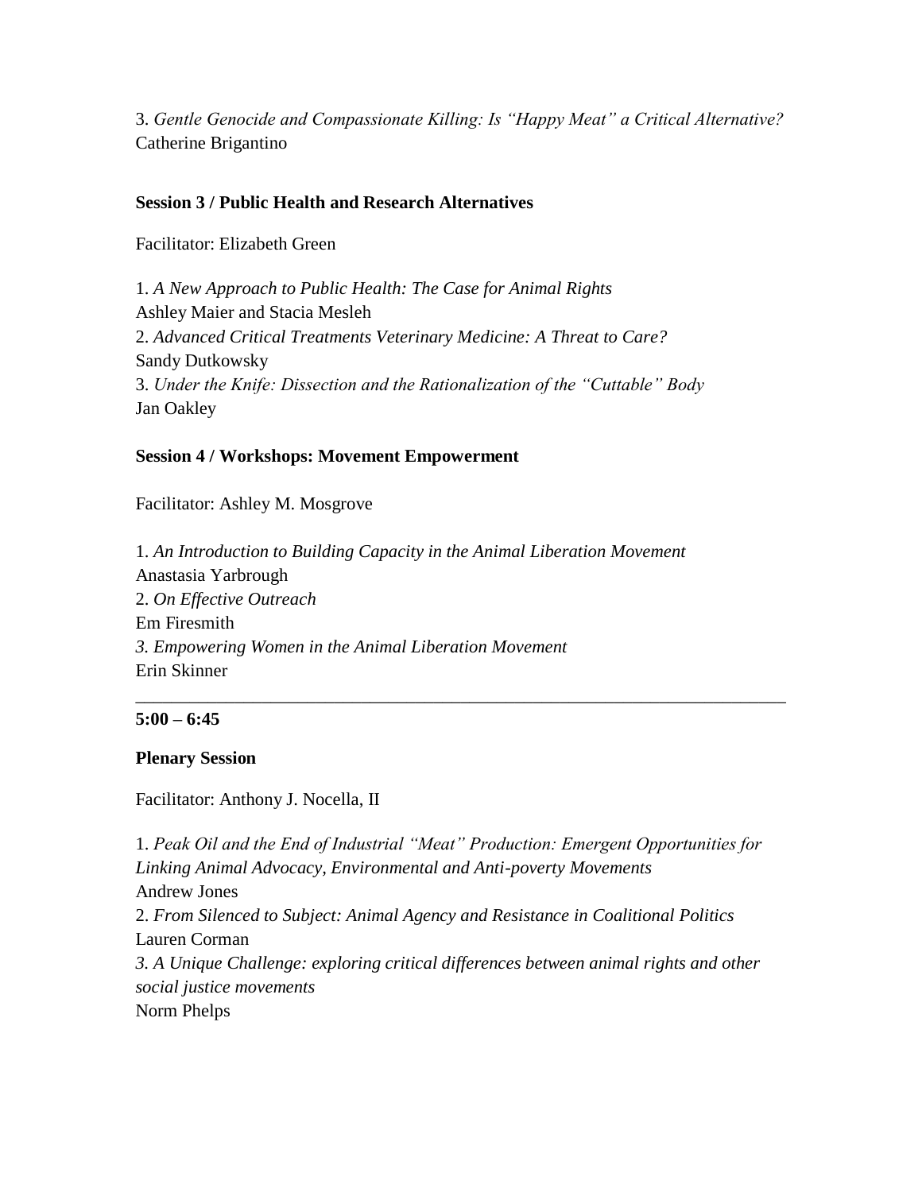3. *Gentle Genocide and Compassionate Killing: Is "Happy Meat" a Critical Alternative?*
Catherine Brigantino

**Session 3 / Public Health and Research Alternatives**

Facilitator: Elizabeth Green

1. *A New Approach to Public Health: The Case for Animal Rights*
Ashley Maier and Stacia Mesleh
2. *Advanced Critical Treatments Veterinary Medicine: A Threat to Care?*
Sandy Dutkowsky
3. *Under the Knife: Dissection and the Rationalization of the "Cuttable" Body*
Jan Oakley

**Session 4 / Workshops: Movement Empowerment**

Facilitator: Ashley M. Mosgrove

1. *An Introduction to Building Capacity in the Animal Liberation Movement*
Anastasia Yarbrough
2. *On Effective Outreach*
Em Firesmith
*3. Empowering Women in the Animal Liberation Movement*
Erin Skinner

---

**5:00 – 6:45**

**Plenary Session**

Facilitator: Anthony J. Nocella, II

1. *Peak Oil and the End of Industrial "Meat" Production: Emergent Opportunities for Linking Animal Advocacy, Environmental and Anti-poverty Movements*
Andrew Jones
2. *From Silenced to Subject: Animal Agency and Resistance in Coalitional Politics*
Lauren Corman
*3. A Unique Challenge: exploring critical differences between animal rights and other social justice movements*
Norm Phelps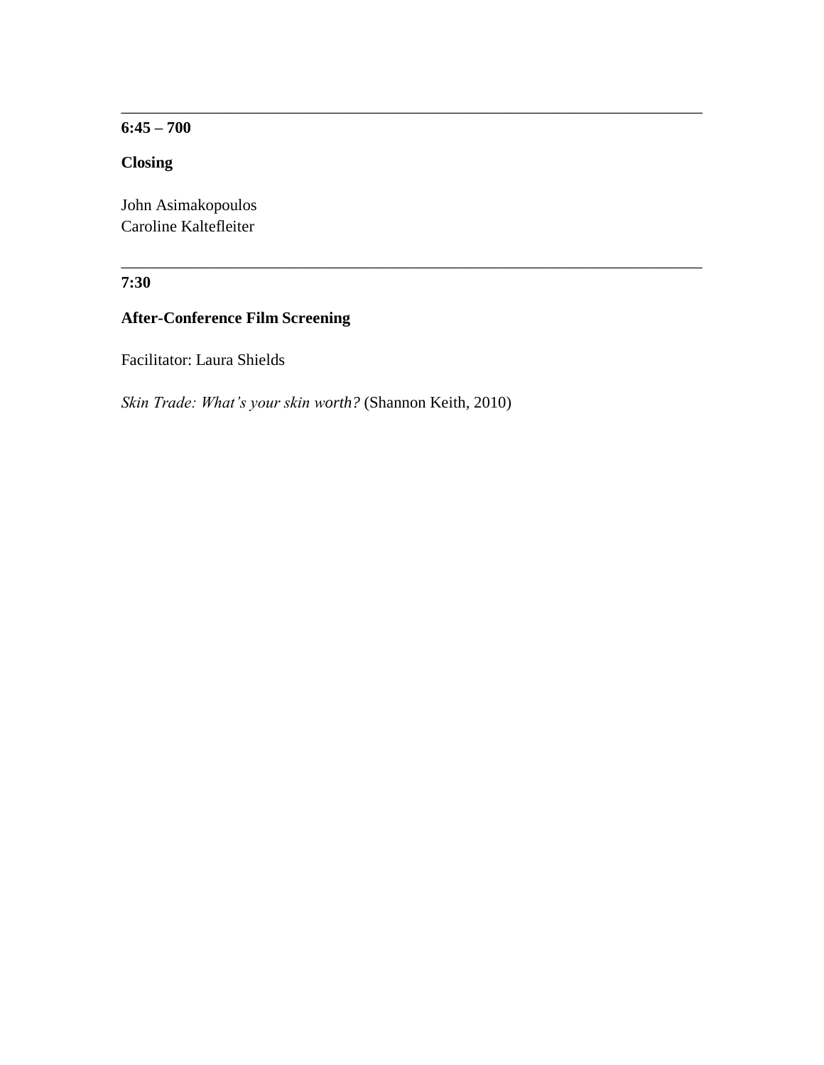---

**6:45 – 700**

**Closing**

John Asimakopoulos
Caroline Kaltefleiter

---

**7:30**

**After-Conference Film Screening**

Facilitator: Laura Shields

*Skin Trade: What's your skin worth?* (Shannon Keith, 2010)